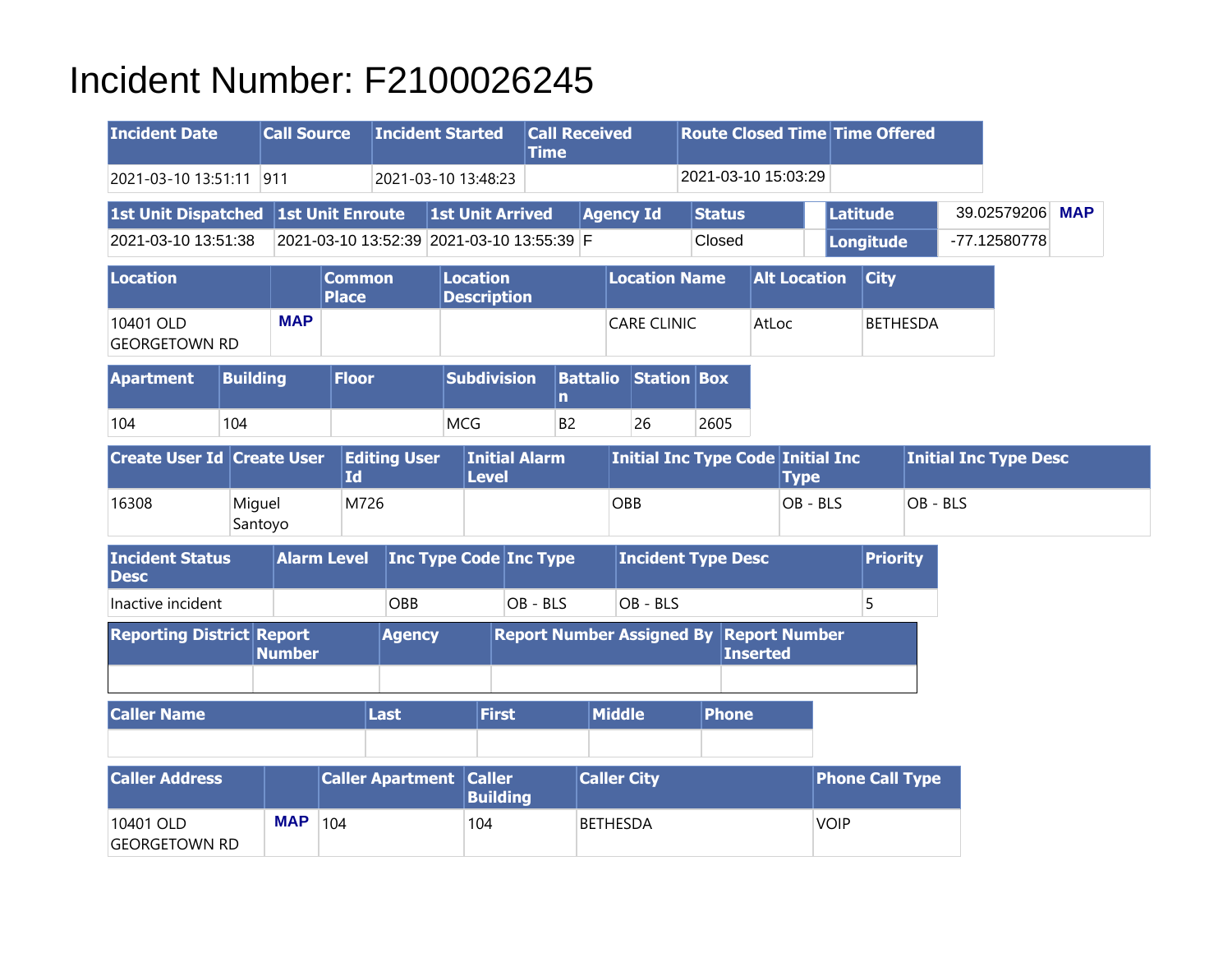# Incident Number: F2100026245

| Incident Date | Call Source | Incident Started | Call Received Time | Route Closed Time | Time Offered |
|---|---|---|---|---|---|
| 2021-03-10 13:51:11 | 911 | 2021-03-10 13:48:23 | | 2021-03-10 15:03:29 | |

| 1st Unit Dispatched | 1st Unit Enroute | 1st Unit Arrived | Agency Id | Status | | Latitude | 39.02579206 | MAP |
|---|---|---|---|---|---|---|---|---|
| 2021-03-10 13:51:38 | 2021-03-10 13:52:39 | 2021-03-10 13:55:39 | F | Closed | | Longitude | -77.12580778 | |

| Location | | Common Place | Location Description | Location Name | Alt Location | City |
|---|---|---|---|---|---|---|
| 10401 OLD GEORGETOWN RD | MAP | | | CARE CLINIC | AtLoc | BETHESDA |

| Apartment | Building | Floor | Subdivision | Battalion | Station | Box |
|---|---|---|---|---|---|---|
| 104 | 104 | | MCG | B2 | 26 | 2605 |

| Create User Id | Create User | Editing User Id | Initial Alarm Level | Initial Inc Type Code | Initial Inc Type | Initial Inc Type Desc |
|---|---|---|---|---|---|---|
| 16308 | Miguel Santoyo | M726 | | OBB | OB - BLS | OB - BLS |

| Incident Status Desc | Alarm Level | Inc Type Code | Inc Type | Incident Type Desc | Priority |
|---|---|---|---|---|---|
| Inactive incident | | OBB | OB - BLS | OB - BLS | 5 |

| Reporting District | Report Number | Agency | Report Number Assigned By | Report Number Inserted |
|---|---|---|---|---|
| | | | | |

| Caller Name | Last | First | Middle | Phone |
|---|---|---|---|---|
| | | | | |

| Caller Address | | Caller Apartment | Caller Building | Caller City | Phone Call Type |
|---|---|---|---|---|---|
| 10401 OLD GEORGETOWN RD | MAP | 104 | 104 | BETHESDA | VOIP |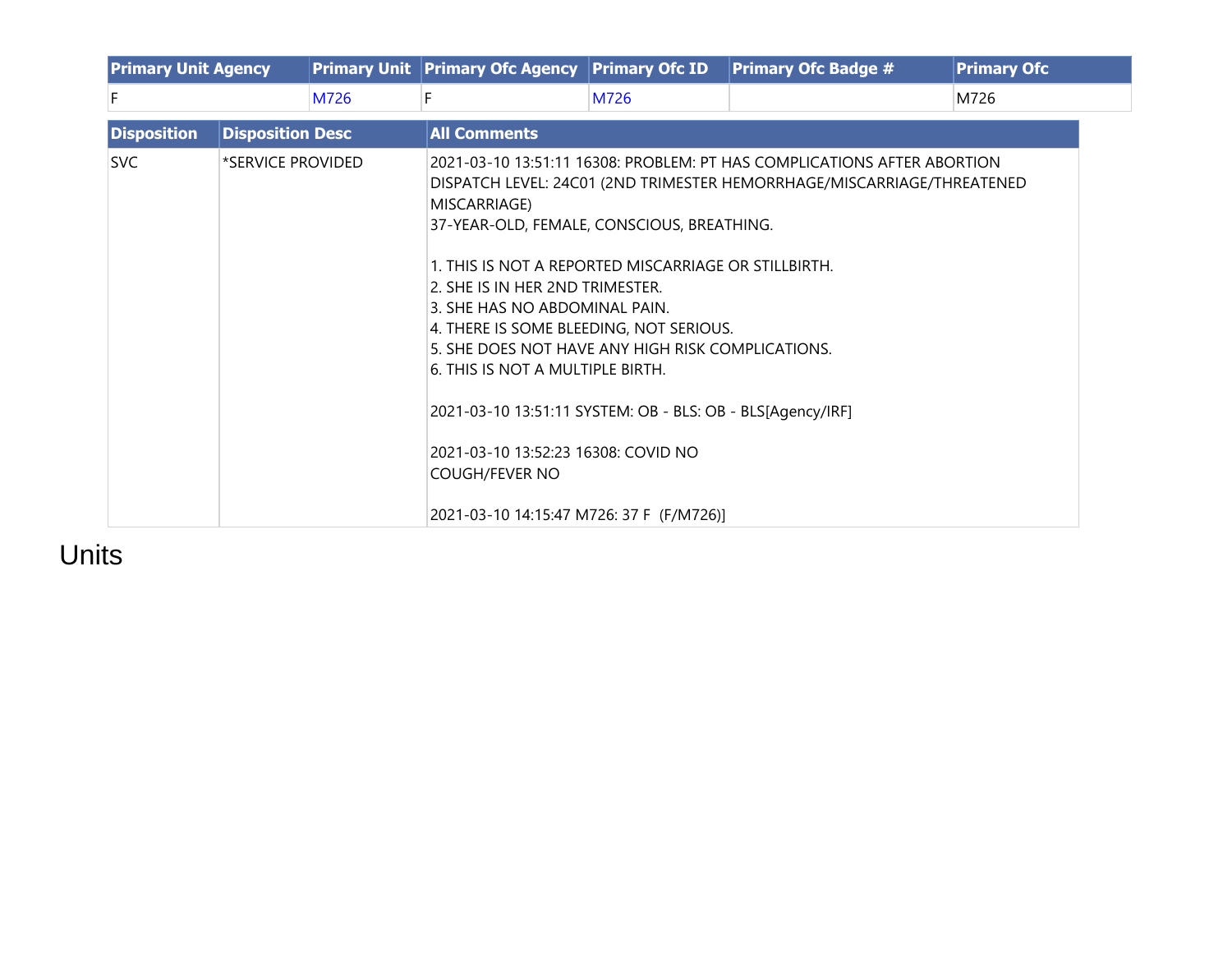| Primary Unit Agency | Primary Unit | Primary Ofc Agency | Primary Ofc ID | Primary Ofc Badge # | Primary Ofc |
|---|---|---|---|---|---|
| F | M726 | F | M726 | | M726 |

| Disposition | Disposition Desc | All Comments |
|---|---|---|
| SVC | *SERVICE PROVIDED | 2021-03-10 13:51:11 16308: PROBLEM: PT HAS COMPLICATIONS AFTER ABORTION<br>DISPATCH LEVEL: 24C01 (2ND TRIMESTER HEMORRHAGE/MISCARRIAGE/THREATENED MISCARRIAGE)<br>37-YEAR-OLD, FEMALE, CONSCIOUS, BREATHING.<br><br>1. THIS IS NOT A REPORTED MISCARRIAGE OR STILLBIRTH.<br>2. SHE IS IN HER 2ND TRIMESTER.<br>3. SHE HAS NO ABDOMINAL PAIN.<br>4. THERE IS SOME BLEEDING, NOT SERIOUS.<br>5. SHE DOES NOT HAVE ANY HIGH RISK COMPLICATIONS.<br>6. THIS IS NOT A MULTIPLE BIRTH.<br><br>2021-03-10 13:51:11 SYSTEM: OB - BLS: OB - BLS[Agency/IRF]<br><br>2021-03-10 13:52:23 16308: COVID NO<br>COUGH/FEVER NO<br><br>2021-03-10 14:15:47 M726: 37 F (F/M726)] |

# Units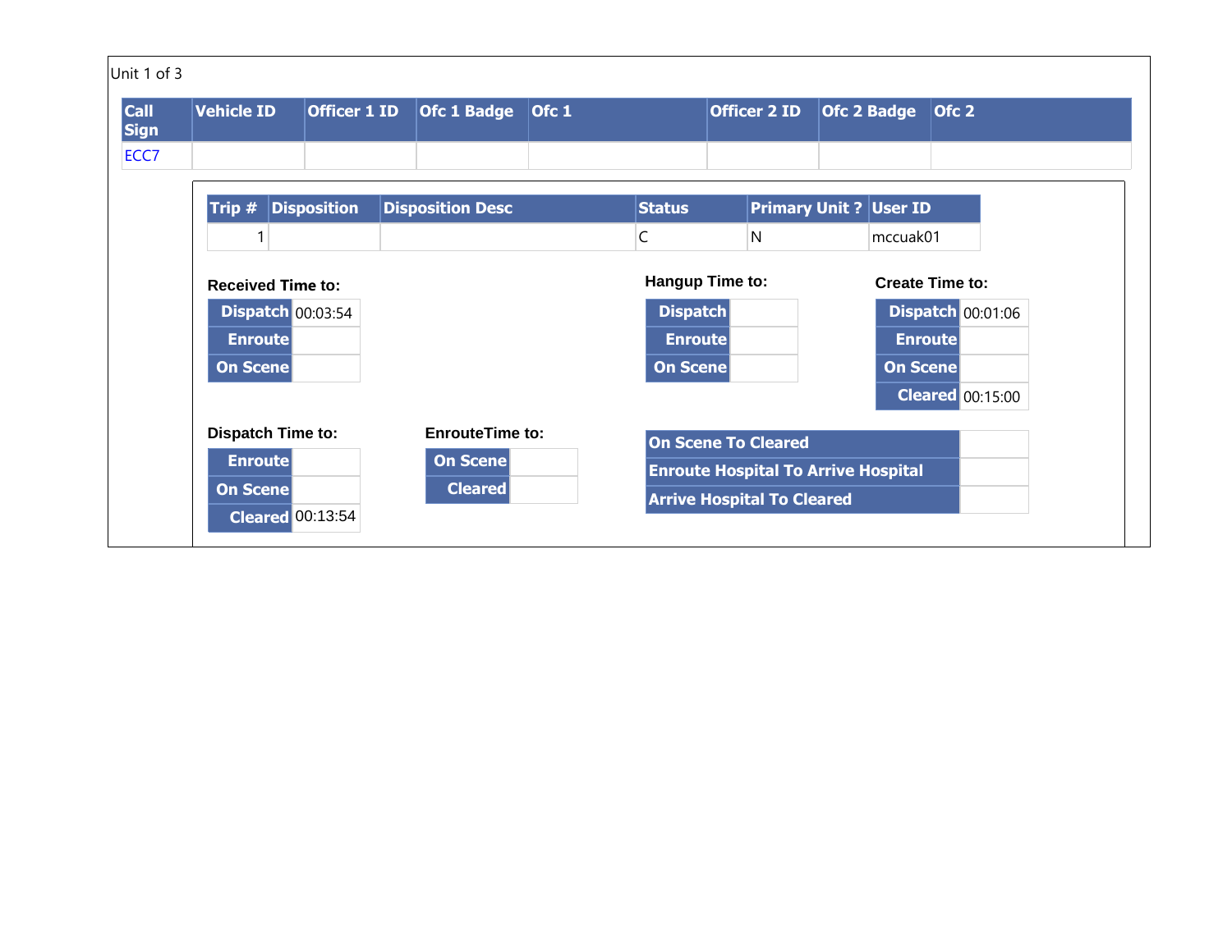Unit 1 of 3

| Call Sign | Vehicle ID | Officer 1 ID | Ofc 1 Badge | Ofc 1 | Officer 2 ID | Ofc 2 Badge | Ofc 2 |
|---|---|---|---|---|---|---|---|
| ECC7 | | | | | | | |

| Trip # | Disposition | Disposition Desc | Status | Primary Unit ? | User ID |
|---|---|---|---|---|---|
| 1 | | | C | N | mccuak01 |

**Received Time to:**

| | |
|---|---|
| Dispatch | 00:03:54 |
| Enroute | |
| On Scene | |

**Hangup Time to:**

| | |
|---|---|
| Dispatch | |
| Enroute | |
| On Scene | |

**Create Time to:**

| | |
|---|---|
| Dispatch | 00:01:06 |
| Enroute | |
| On Scene | |
| Cleared | 00:15:00 |

**Dispatch Time to:**

| | |
|---|---|
| Enroute | |
| On Scene | |
| Cleared | 00:13:54 |

**EnrouteTime to:**

| | |
|---|---|
| On Scene | |
| Cleared | |

| | |
|---|---|
| On Scene To Cleared | |
| Enroute Hospital To Arrive Hospital | |
| Arrive Hospital To Cleared | |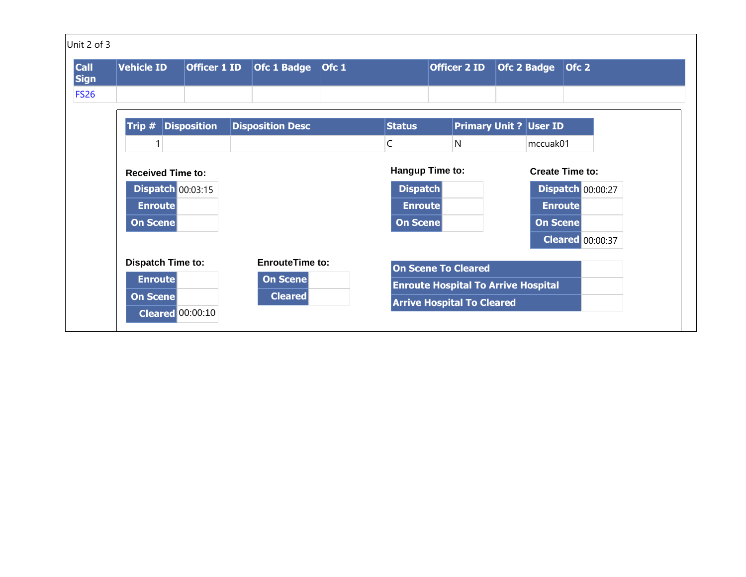Unit 2 of 3

| Call Sign | Vehicle ID | Officer 1 ID | Ofc 1 Badge | Ofc 1 | Officer 2 ID | Ofc 2 Badge | Ofc 2 |
|---|---|---|---|---|---|---|---|
| FS26 | | | | | | | |

| Trip # | Disposition | Disposition Desc | Status | Primary Unit ? | User ID |
|---|---|---|---|---|---|
| 1 | | | C | N | mccuak01 |

**Received Time to:**

| | |
|---|---|
| Dispatch | 00:03:15 |
| Enroute | |
| On Scene | |

**Hangup Time to:**

| | |
|---|---|
| Dispatch | |
| Enroute | |
| On Scene | |

**Create Time to:**

| | |
|---|---|
| Dispatch | 00:00:27 |
| Enroute | |
| On Scene | |
| Cleared | 00:00:37 |

**Dispatch Time to:**

| | |
|---|---|
| Enroute | |
| On Scene | |
| Cleared | 00:00:10 |

**EnrouteTime to:**

| | |
|---|---|
| On Scene | |
| Cleared | |

| | |
|---|---|
| On Scene To Cleared | |
| Enroute Hospital To Arrive Hospital | |
| Arrive Hospital To Cleared | |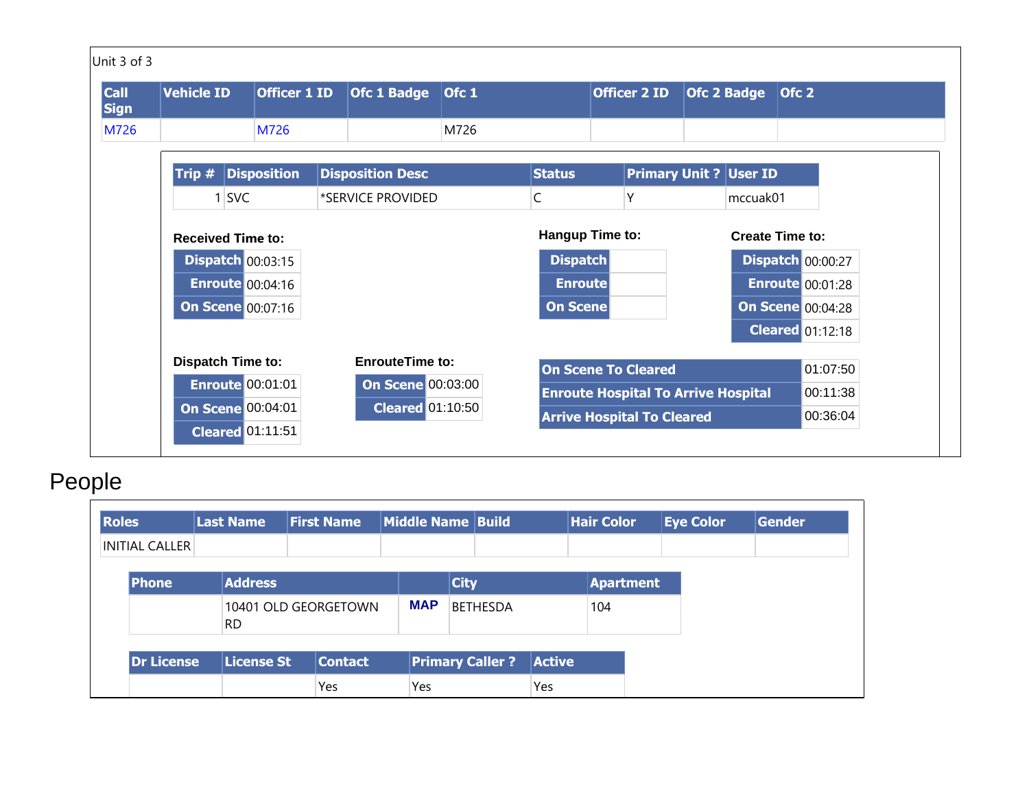Unit 3 of 3

| Call Sign | Vehicle ID | Officer 1 ID | Ofc 1 Badge | Ofc 1 | Officer 2 ID | Ofc 2 Badge | Ofc 2 |
|---|---|---|---|---|---|---|---|
| M726 | | M726 | | M726 | | | |

| Trip # | Disposition | Disposition Desc | Status | Primary Unit ? | User ID |
|---|---|---|---|---|---|
| 1 | SVC | *SERVICE PROVIDED | C | Y | mccuak01 |

**Received Time to:**

| | |
|---|---|
| Dispatch | 00:03:15 |
| Enroute | 00:04:16 |
| On Scene | 00:07:16 |

**Hangup Time to:**

| | |
|---|---|
| Dispatch | |
| Enroute | |
| On Scene | |

**Create Time to:**

| | |
|---|---|
| Dispatch | 00:00:27 |
| Enroute | 00:01:28 |
| On Scene | 00:04:28 |
| Cleared | 01:12:18 |

**Dispatch Time to:**

| | |
|---|---|
| Enroute | 00:01:01 |
| On Scene | 00:04:01 |
| Cleared | 01:11:51 |

**EnrouteTime to:**

| | |
|---|---|
| On Scene | 00:03:00 |
| Cleared | 01:10:50 |

| | |
|---|---|
| On Scene To Cleared | 01:07:50 |
| Enroute Hospital To Arrive Hospital | 00:11:38 |
| Arrive Hospital To Cleared | 00:36:04 |

# People

| Roles | Last Name | First Name | Middle Name | Build | Hair Color | Eye Color | Gender |
|---|---|---|---|---|---|---|---|
| INITIAL CALLER | | | | | | | |

| Phone | Address | | City | Apartment |
|---|---|---|---|---|
| | 10401 OLD GEORGETOWN RD | MAP | BETHESDA | 104 |

| Dr License | License St | Contact | Primary Caller ? | Active |
|---|---|---|---|---|
| | | Yes | Yes | Yes |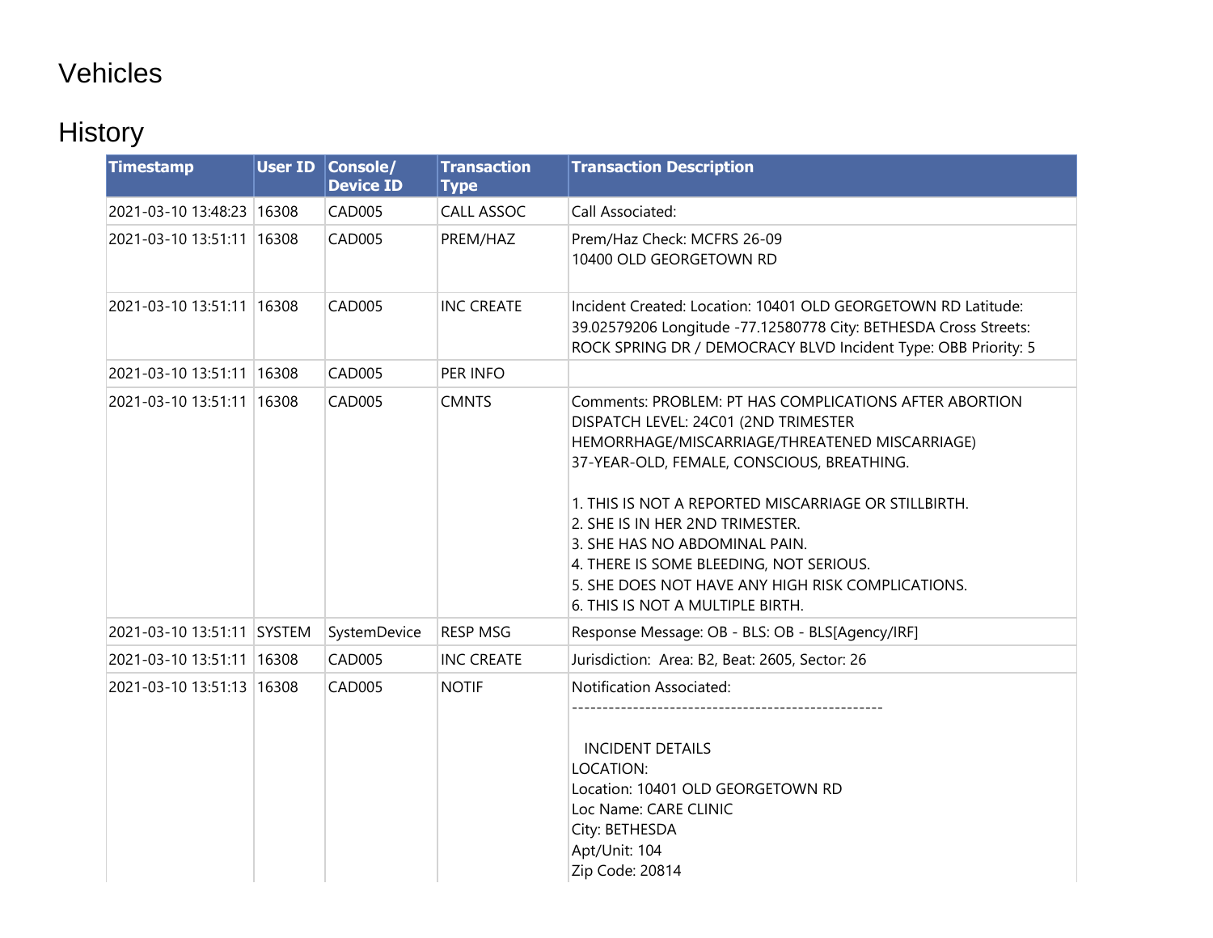# Vehicles

# History

| Timestamp | User ID | Console/ Device ID | Transaction Type | Transaction Description |
|---|---|---|---|---|
| 2021-03-10 13:48:23 | 16308 | CAD005 | CALL ASSOC | Call Associated: |
| 2021-03-10 13:51:11 | 16308 | CAD005 | PREM/HAZ | Prem/Haz Check: MCFRS 26-09<br>10400 OLD GEORGETOWN RD |
| 2021-03-10 13:51:11 | 16308 | CAD005 | INC CREATE | Incident Created: Location: 10401 OLD GEORGETOWN RD Latitude: 39.02579206 Longitude -77.12580778 City: BETHESDA Cross Streets: ROCK SPRING DR / DEMOCRACY BLVD Incident Type: OBB Priority: 5 |
| 2021-03-10 13:51:11 | 16308 | CAD005 | PER INFO | |
| 2021-03-10 13:51:11 | 16308 | CAD005 | CMNTS | Comments: PROBLEM: PT HAS COMPLICATIONS AFTER ABORTION<br>DISPATCH LEVEL: 24C01 (2ND TRIMESTER HEMORRHAGE/MISCARRIAGE/THREATENED MISCARRIAGE)<br>37-YEAR-OLD, FEMALE, CONSCIOUS, BREATHING.<br><br>1. THIS IS NOT A REPORTED MISCARRIAGE OR STILLBIRTH.<br>2. SHE IS IN HER 2ND TRIMESTER.<br>3. SHE HAS NO ABDOMINAL PAIN.<br>4. THERE IS SOME BLEEDING, NOT SERIOUS.<br>5. SHE DOES NOT HAVE ANY HIGH RISK COMPLICATIONS.<br>6. THIS IS NOT A MULTIPLE BIRTH. |
| 2021-03-10 13:51:11 | SYSTEM | SystemDevice | RESP MSG | Response Message: OB - BLS: OB - BLS[Agency/IRF] |
| 2021-03-10 13:51:11 | 16308 | CAD005 | INC CREATE | Jurisdiction: Area: B2, Beat: 2605, Sector: 26 |
| 2021-03-10 13:51:13 | 16308 | CAD005 | NOTIF | Notification Associated:<br>--------------------------------------------------<br><br>INCIDENT DETAILS<br>LOCATION:<br>Location: 10401 OLD GEORGETOWN RD<br>Loc Name: CARE CLINIC<br>City: BETHESDA<br>Apt/Unit: 104<br>Zip Code: 20814 |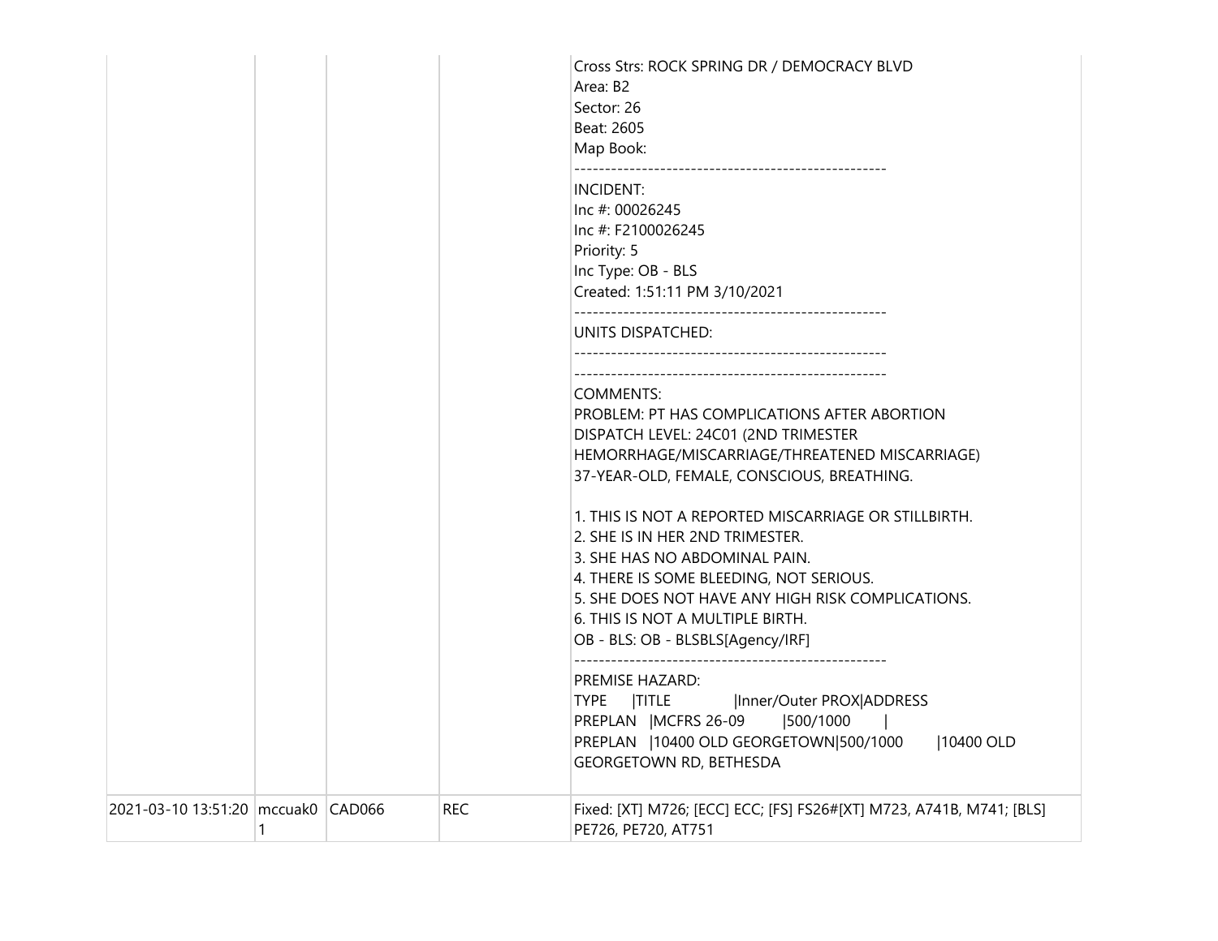| | | | | |
|---|---|---|---|---|
| | | | | Cross Strs: ROCK SPRING DR / DEMOCRACY BLVD<br>Area: B2<br>Sector: 26<br>Beat: 2605<br>Map Book:<br>---------------------------------------------------<br>INCIDENT:<br>Inc #: 00026245<br>Inc #: F2100026245<br>Priority: 5<br>Inc Type: OB - BLS<br>Created: 1:51:11 PM 3/10/2021<br>---------------------------------------------------<br>UNITS DISPATCHED:<br>---------------------------------------------------<br>---------------------------------------------------<br>COMMENTS:<br>PROBLEM: PT HAS COMPLICATIONS AFTER ABORTION<br>DISPATCH LEVEL: 24C01 (2ND TRIMESTER HEMORRHAGE/MISCARRIAGE/THREATENED MISCARRIAGE)<br>37-YEAR-OLD, FEMALE, CONSCIOUS, BREATHING.<br><br>1. THIS IS NOT A REPORTED MISCARRIAGE OR STILLBIRTH.<br>2. SHE IS IN HER 2ND TRIMESTER.<br>3. SHE HAS NO ABDOMINAL PAIN.<br>4. THERE IS SOME BLEEDING, NOT SERIOUS.<br>5. SHE DOES NOT HAVE ANY HIGH RISK COMPLICATIONS.<br>6. THIS IS NOT A MULTIPLE BIRTH.<br>OB - BLS: OB - BLSBLS[Agency/IRF]<br>---------------------------------------------------<br>PREMISE HAZARD:<br>TYPE &#124;TITLE &#124;Inner/Outer PROX&#124;ADDRESS<br>PREPLAN &#124;MCFRS 26-09 &#124;500/1000 &#124;<br>PREPLAN &#124;10400 OLD GEORGETOWN&#124;500/1000 &#124;10400 OLD GEORGETOWN RD, BETHESDA |
| 2021-03-10 13:51:20 | mccuak01 | CAD066 | REC | Fixed: [XT] M726; [ECC] ECC; [FS] FS26#[XT] M723, A741B, M741; [BLS] PE726, PE720, AT751 |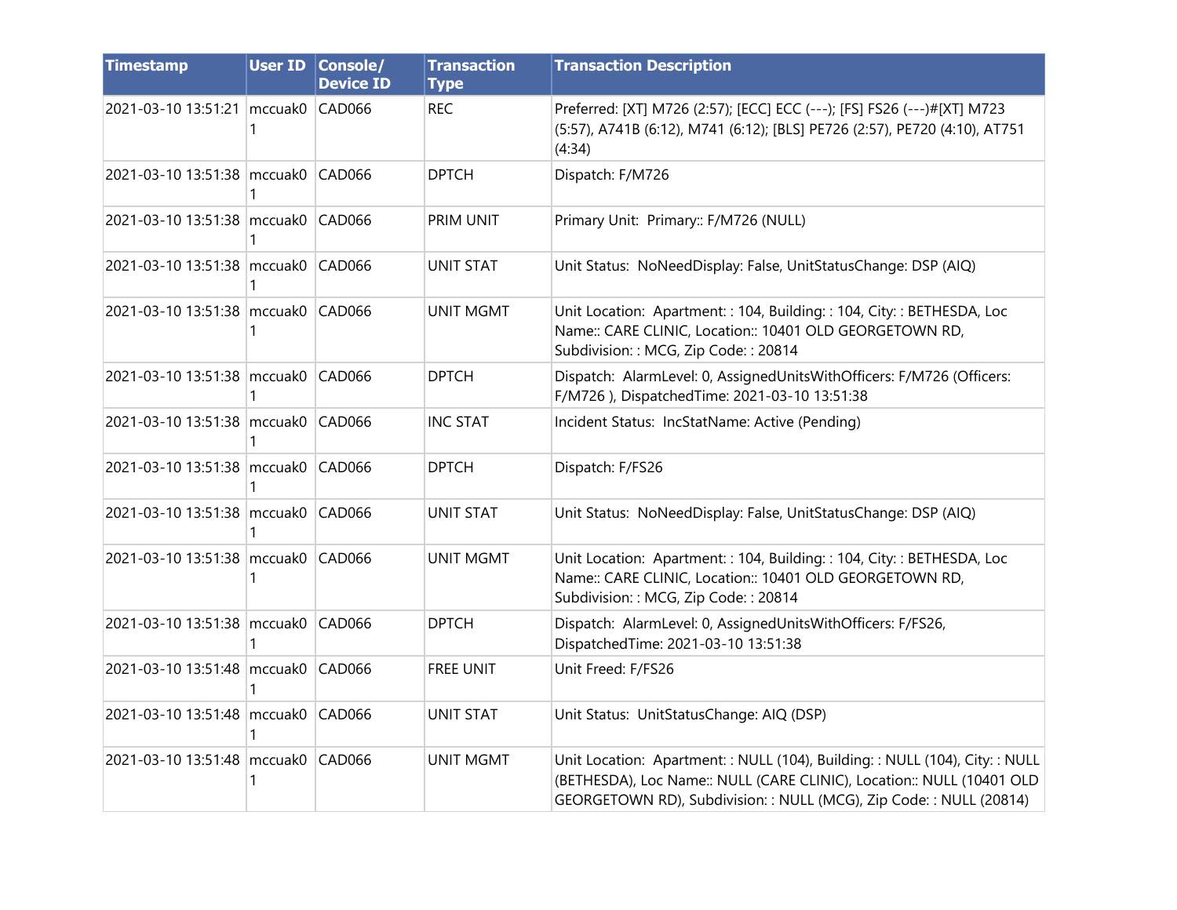| Timestamp | User ID | Console/ Device ID | Transaction Type | Transaction Description |
| --- | --- | --- | --- | --- |
| 2021-03-10 13:51:21 | mccuak01 | CAD066 | REC | Preferred: [XT] M726 (2:57); [ECC] ECC (---); [FS] FS26 (---)#[XT] M723 (5:57), A741B (6:12), M741 (6:12); [BLS] PE726 (2:57), PE720 (4:10), AT751 (4:34) |
| 2021-03-10 13:51:38 | mccuak01 | CAD066 | DPTCH | Dispatch: F/M726 |
| 2021-03-10 13:51:38 | mccuak01 | CAD066 | PRIM UNIT | Primary Unit: Primary:: F/M726 (NULL) |
| 2021-03-10 13:51:38 | mccuak01 | CAD066 | UNIT STAT | Unit Status: NoNeedDisplay: False, UnitStatusChange: DSP (AIQ) |
| 2021-03-10 13:51:38 | mccuak01 | CAD066 | UNIT MGMT | Unit Location: Apartment: : 104, Building: : 104, City: : BETHESDA, Loc Name:: CARE CLINIC, Location:: 10401 OLD GEORGETOWN RD, Subdivision: : MCG, Zip Code: : 20814 |
| 2021-03-10 13:51:38 | mccuak01 | CAD066 | DPTCH | Dispatch: AlarmLevel: 0, AssignedUnitsWithOfficers: F/M726 (Officers: F/M726 ), DispatchedTime: 2021-03-10 13:51:38 |
| 2021-03-10 13:51:38 | mccuak01 | CAD066 | INC STAT | Incident Status: IncStatName: Active (Pending) |
| 2021-03-10 13:51:38 | mccuak01 | CAD066 | DPTCH | Dispatch: F/FS26 |
| 2021-03-10 13:51:38 | mccuak01 | CAD066 | UNIT STAT | Unit Status: NoNeedDisplay: False, UnitStatusChange: DSP (AIQ) |
| 2021-03-10 13:51:38 | mccuak01 | CAD066 | UNIT MGMT | Unit Location: Apartment: : 104, Building: : 104, City: : BETHESDA, Loc Name:: CARE CLINIC, Location:: 10401 OLD GEORGETOWN RD, Subdivision: : MCG, Zip Code: : 20814 |
| 2021-03-10 13:51:38 | mccuak01 | CAD066 | DPTCH | Dispatch: AlarmLevel: 0, AssignedUnitsWithOfficers: F/FS26, DispatchedTime: 2021-03-10 13:51:38 |
| 2021-03-10 13:51:48 | mccuak01 | CAD066 | FREE UNIT | Unit Freed: F/FS26 |
| 2021-03-10 13:51:48 | mccuak01 | CAD066 | UNIT STAT | Unit Status: UnitStatusChange: AIQ (DSP) |
| 2021-03-10 13:51:48 | mccuak01 | CAD066 | UNIT MGMT | Unit Location: Apartment: : NULL (104), Building: : NULL (104), City: : NULL (BETHESDA), Loc Name:: NULL (CARE CLINIC), Location:: NULL (10401 OLD GEORGETOWN RD), Subdivision: : NULL (MCG), Zip Code: : NULL (20814) |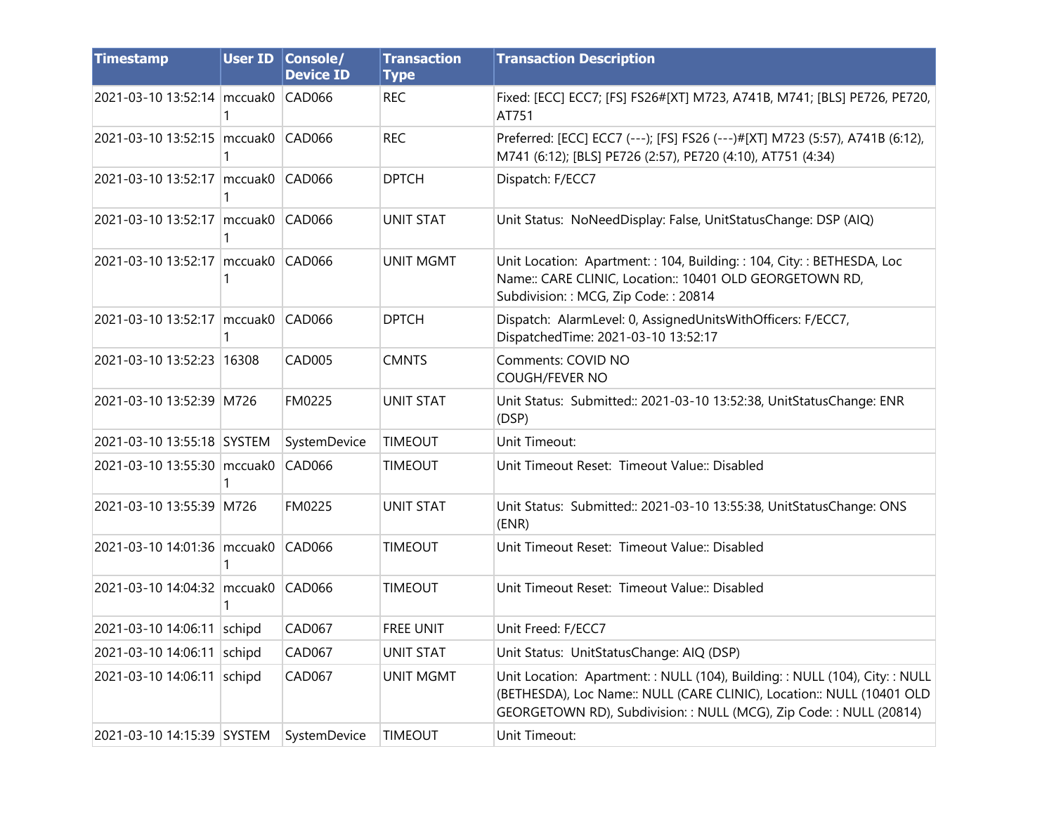| Timestamp | User ID | Console/ Device ID | Transaction Type | Transaction Description |
| --- | --- | --- | --- | --- |
| 2021-03-10 13:52:14 | mccuak01 | CAD066 | REC | Fixed: [ECC] ECC7; [FS] FS26#[XT] M723, A741B, M741; [BLS] PE726, PE720, AT751 |
| 2021-03-10 13:52:15 | mccuak01 | CAD066 | REC | Preferred: [ECC] ECC7 (---); [FS] FS26 (---)#[XT] M723 (5:57), A741B (6:12), M741 (6:12); [BLS] PE726 (2:57), PE720 (4:10), AT751 (4:34) |
| 2021-03-10 13:52:17 | mccuak01 | CAD066 | DPTCH | Dispatch: F/ECC7 |
| 2021-03-10 13:52:17 | mccuak01 | CAD066 | UNIT STAT | Unit Status: NoNeedDisplay: False, UnitStatusChange: DSP (AIQ) |
| 2021-03-10 13:52:17 | mccuak01 | CAD066 | UNIT MGMT | Unit Location: Apartment: : 104, Building: : 104, City: : BETHESDA, Loc Name:: CARE CLINIC, Location:: 10401 OLD GEORGETOWN RD, Subdivision: : MCG, Zip Code: : 20814 |
| 2021-03-10 13:52:17 | mccuak01 | CAD066 | DPTCH | Dispatch: AlarmLevel: 0, AssignedUnitsWithOfficers: F/ECC7, DispatchedTime: 2021-03-10 13:52:17 |
| 2021-03-10 13:52:23 | 16308 | CAD005 | CMNTS | Comments: COVID NO<br>COUGH/FEVER NO |
| 2021-03-10 13:52:39 | M726 | FM0225 | UNIT STAT | Unit Status: Submitted:: 2021-03-10 13:52:38, UnitStatusChange: ENR (DSP) |
| 2021-03-10 13:55:18 | SYSTEM | SystemDevice | TIMEOUT | Unit Timeout: |
| 2021-03-10 13:55:30 | mccuak01 | CAD066 | TIMEOUT | Unit Timeout Reset: Timeout Value:: Disabled |
| 2021-03-10 13:55:39 | M726 | FM0225 | UNIT STAT | Unit Status: Submitted:: 2021-03-10 13:55:38, UnitStatusChange: ONS (ENR) |
| 2021-03-10 14:01:36 | mccuak01 | CAD066 | TIMEOUT | Unit Timeout Reset: Timeout Value:: Disabled |
| 2021-03-10 14:04:32 | mccuak01 | CAD066 | TIMEOUT | Unit Timeout Reset: Timeout Value:: Disabled |
| 2021-03-10 14:06:11 | schipd | CAD067 | FREE UNIT | Unit Freed: F/ECC7 |
| 2021-03-10 14:06:11 | schipd | CAD067 | UNIT STAT | Unit Status: UnitStatusChange: AIQ (DSP) |
| 2021-03-10 14:06:11 | schipd | CAD067 | UNIT MGMT | Unit Location: Apartment: : NULL (104), Building: : NULL (104), City: : NULL (BETHESDA), Loc Name:: NULL (CARE CLINIC), Location:: NULL (10401 OLD GEORGETOWN RD), Subdivision: : NULL (MCG), Zip Code: : NULL (20814) |
| 2021-03-10 14:15:39 | SYSTEM | SystemDevice | TIMEOUT | Unit Timeout: |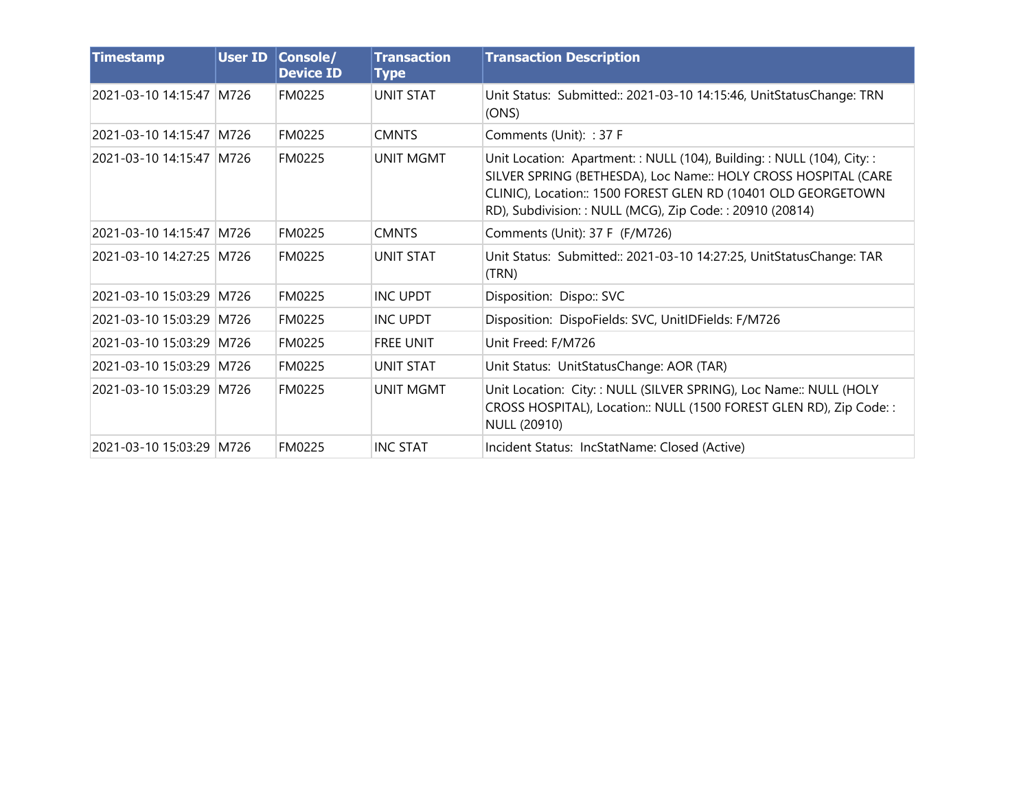| Timestamp | User ID | Console/ Device ID | Transaction Type | Transaction Description |
|---|---|---|---|---|
| 2021-03-10 14:15:47 | M726 | FM0225 | UNIT STAT | Unit Status: Submitted:: 2021-03-10 14:15:46, UnitStatusChange: TRN (ONS) |
| 2021-03-10 14:15:47 | M726 | FM0225 | CMNTS | Comments (Unit): : 37 F |
| 2021-03-10 14:15:47 | M726 | FM0225 | UNIT MGMT | Unit Location: Apartment: : NULL (104), Building: : NULL (104), City: : SILVER SPRING (BETHESDA), Loc Name:: HOLY CROSS HOSPITAL (CARE CLINIC), Location:: 1500 FOREST GLEN RD (10401 OLD GEORGETOWN RD), Subdivision: : NULL (MCG), Zip Code: : 20910 (20814) |
| 2021-03-10 14:15:47 | M726 | FM0225 | CMNTS | Comments (Unit): 37 F (F/M726) |
| 2021-03-10 14:27:25 | M726 | FM0225 | UNIT STAT | Unit Status: Submitted:: 2021-03-10 14:27:25, UnitStatusChange: TAR (TRN) |
| 2021-03-10 15:03:29 | M726 | FM0225 | INC UPDT | Disposition: Dispo:: SVC |
| 2021-03-10 15:03:29 | M726 | FM0225 | INC UPDT | Disposition: DispoFields: SVC, UnitIDFields: F/M726 |
| 2021-03-10 15:03:29 | M726 | FM0225 | FREE UNIT | Unit Freed: F/M726 |
| 2021-03-10 15:03:29 | M726 | FM0225 | UNIT STAT | Unit Status: UnitStatusChange: AOR (TAR) |
| 2021-03-10 15:03:29 | M726 | FM0225 | UNIT MGMT | Unit Location: City: : NULL (SILVER SPRING), Loc Name:: NULL (HOLY CROSS HOSPITAL), Location:: NULL (1500 FOREST GLEN RD), Zip Code: : NULL (20910) |
| 2021-03-10 15:03:29 | M726 | FM0225 | INC STAT | Incident Status: IncStatName: Closed (Active) |